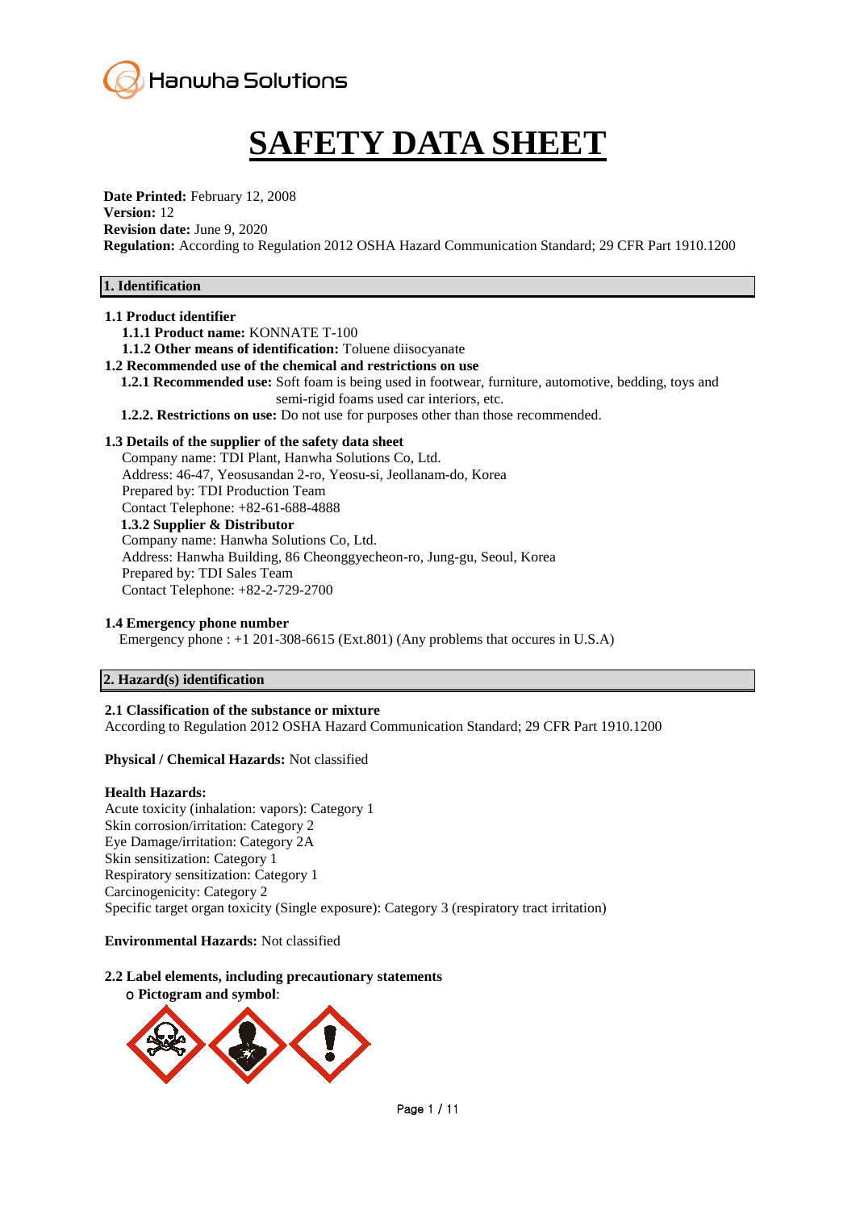Hanwha Solutions

# SAFETY DATA SHEET

**Date Printed:** February 12, 2008
**Version:** 12
**Revision date:** June 9, 2020
**Regulation:** According to Regulation 2012 OSHA Hazard Communication Standard; 29 CFR Part 1910.1200

## 1. Identification

**1.1 Product identifier**

**1.1.1 Product name:** KONNATE T-100

**1.1.2 Other means of identification:** Toluene diisocyanate

**1.2 Recommended use of the chemical and restrictions on use**

**1.2.1 Recommended use:** Soft foam is being used in footwear, furniture, automotive, bedding, toys and semi-rigid foams used car interiors, etc.

**1.2.2. Restrictions on use:** Do not use for purposes other than those recommended.

**1.3 Details of the supplier of the safety data sheet**

Company name: TDI Plant, Hanwha Solutions Co, Ltd.
Address: 46-47, Yeosusandan 2-ro, Yeosu-si, Jeollanam-do, Korea
Prepared by: TDI Production Team
Contact Telephone: +82-61-688-4888

**1.3.2 Supplier & Distributor**

Company name: Hanwha Solutions Co, Ltd.
Address: Hanwha Building, 86 Cheonggyecheon-ro, Jung-gu, Seoul, Korea
Prepared by: TDI Sales Team
Contact Telephone: +82-2-729-2700

**1.4 Emergency phone number**

Emergency phone : +1 201-308-6615 (Ext.801) (Any problems that occures in U.S.A)

## 2. Hazard(s) identification

**2.1 Classification of the substance or mixture**

According to Regulation 2012 OSHA Hazard Communication Standard; 29 CFR Part 1910.1200

**Physical / Chemical Hazards:** Not classified

**Health Hazards:**

Acute toxicity (inhalation: vapors): Category 1
Skin corrosion/irritation: Category 2
Eye Damage/irritation: Category 2A
Skin sensitization: Category 1
Respiratory sensitization: Category 1
Carcinogenicity: Category 2
Specific target organ toxicity (Single exposure): Category 3 (respiratory tract irritation)

**Environmental Hazards:** Not classified

**2.2 Label elements, including precautionary statements**

○ **Pictogram and symbol**: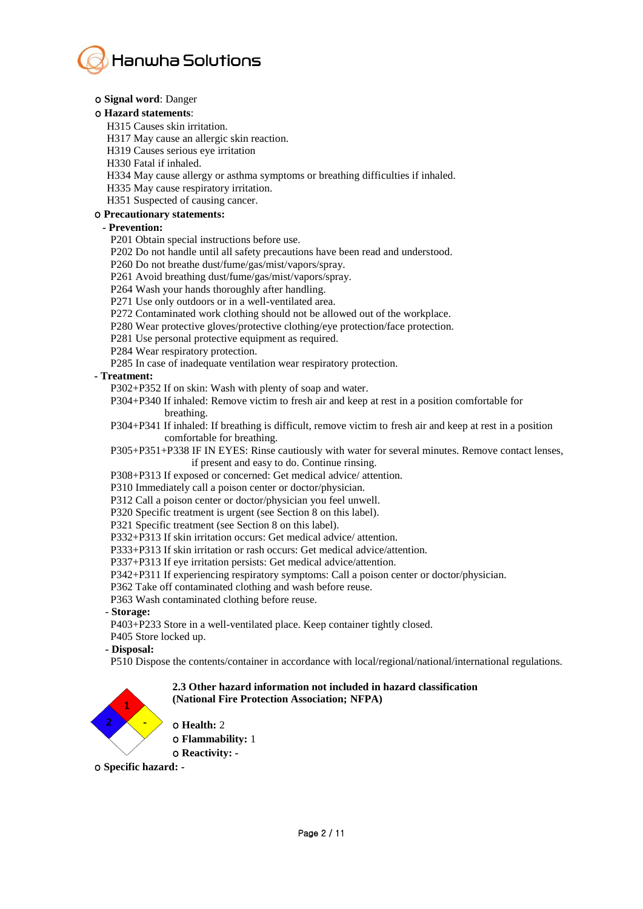○ **Signal word**: Danger

○ **Hazard statements**:

H315 Causes skin irritation.
H317 May cause an allergic skin reaction.
H319 Causes serious eye irritation
H330 Fatal if inhaled.
H334 May cause allergy or asthma symptoms or breathing difficulties if inhaled.
H335 May cause respiratory irritation.
H351 Suspected of causing cancer.

○ **Precautionary statements:**

**- Prevention:**

P201 Obtain special instructions before use.
P202 Do not handle until all safety precautions have been read and understood.
P260 Do not breathe dust/fume/gas/mist/vapors/spray.
P261 Avoid breathing dust/fume/gas/mist/vapors/spray.
P264 Wash your hands thoroughly after handling.
P271 Use only outdoors or in a well-ventilated area.
P272 Contaminated work clothing should not be allowed out of the workplace.
P280 Wear protective gloves/protective clothing/eye protection/face protection.
P281 Use personal protective equipment as required.
P284 Wear respiratory protection.
P285 In case of inadequate ventilation wear respiratory protection.

**- Treatment:**

P302+P352 If on skin: Wash with plenty of soap and water.
P304+P340 If inhaled: Remove victim to fresh air and keep at rest in a position comfortable for breathing.
P304+P341 If inhaled: If breathing is difficult, remove victim to fresh air and keep at rest in a position comfortable for breathing.
P305+P351+P338 IF IN EYES: Rinse cautiously with water for several minutes. Remove contact lenses, if present and easy to do. Continue rinsing.
P308+P313 If exposed or concerned: Get medical advice/ attention.
P310 Immediately call a poison center or doctor/physician.
P312 Call a poison center or doctor/physician you feel unwell.
P320 Specific treatment is urgent (see Section 8 on this label).
P321 Specific treatment (see Section 8 on this label).
P332+P313 If skin irritation occurs: Get medical advice/ attention.
P333+P313 If skin irritation or rash occurs: Get medical advice/attention.
P337+P313 If eye irritation persists: Get medical advice/attention.
P342+P311 If experiencing respiratory symptoms: Call a poison center or doctor/physician.
P362 Take off contaminated clothing and wash before reuse.
P363 Wash contaminated clothing before reuse.

**- Storage:**

P403+P233 Store in a well-ventilated place. Keep container tightly closed.
P405 Store locked up.

**- Disposal:**

P510 Dispose the contents/container in accordance with local/regional/national/international regulations.

**2.3 Other hazard information not included in hazard classification (National Fire Protection Association; NFPA)**

○ **Health:** 2
○ **Flammability:** 1
○ **Reactivity:** -

○ **Specific hazard: -**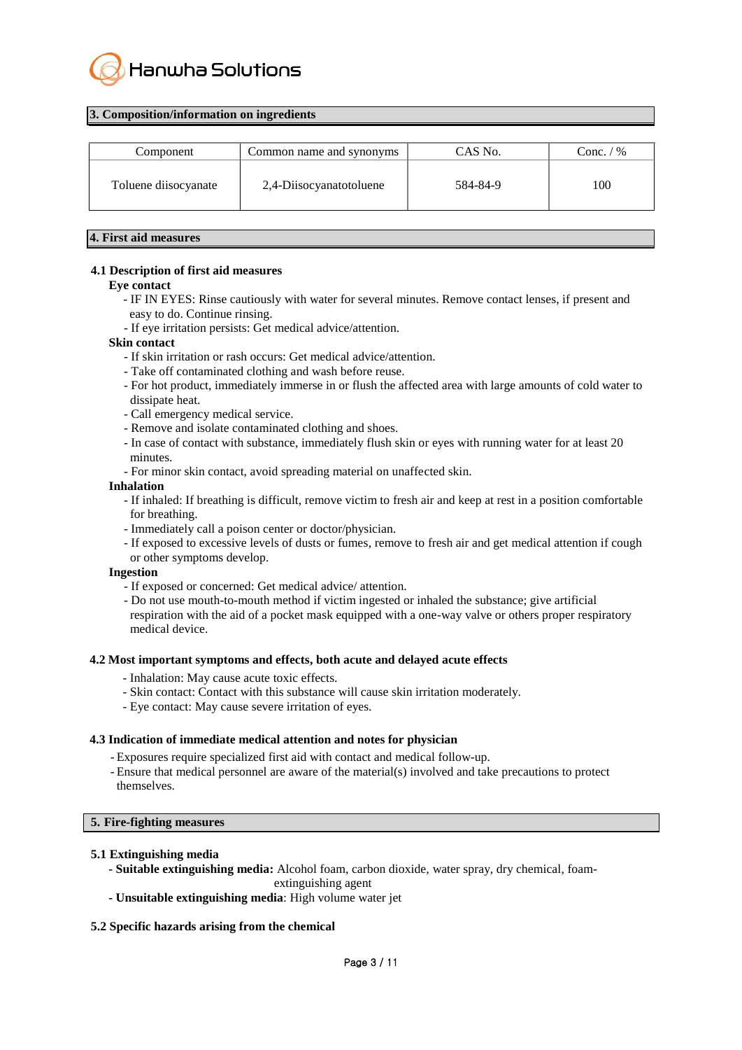## 3. Composition/information on ingredients

| Component | Common name and synonyms | CAS No. | Conc. / % |
|---|---|---|---|
| Toluene diisocyanate | 2,4-Diisocyanatotoluene | 584-84-9 | 100 |

## 4. First aid measures

### 4.1 Description of first aid measures

**Eye contact**

- IF IN EYES: Rinse cautiously with water for several minutes. Remove contact lenses, if present and easy to do. Continue rinsing.
- If eye irritation persists: Get medical advice/attention.

**Skin contact**

- If skin irritation or rash occurs: Get medical advice/attention.
- Take off contaminated clothing and wash before reuse.
- For hot product, immediately immerse in or flush the affected area with large amounts of cold water to dissipate heat.
- Call emergency medical service.
- Remove and isolate contaminated clothing and shoes.
- In case of contact with substance, immediately flush skin or eyes with running water for at least 20 minutes.
- For minor skin contact, avoid spreading material on unaffected skin.

**Inhalation**

- If inhaled: If breathing is difficult, remove victim to fresh air and keep at rest in a position comfortable for breathing.
- Immediately call a poison center or doctor/physician.
- If exposed to excessive levels of dusts or fumes, remove to fresh air and get medical attention if cough or other symptoms develop.

**Ingestion**

- If exposed or concerned: Get medical advice/ attention.
- Do not use mouth-to-mouth method if victim ingested or inhaled the substance; give artificial respiration with the aid of a pocket mask equipped with a one-way valve or others proper respiratory medical device.

### 4.2 Most important symptoms and effects, both acute and delayed acute effects

- Inhalation: May cause acute toxic effects.
- Skin contact: Contact with this substance will cause skin irritation moderately.
- Eye contact: May cause severe irritation of eyes.

### 4.3 Indication of immediate medical attention and notes for physician

- Exposures require specialized first aid with contact and medical follow-up.
- Ensure that medical personnel are aware of the material(s) involved and take precautions to protect themselves.

## 5. Fire-fighting measures

### 5.1 Extinguishing media

- **Suitable extinguishing media:** Alcohol foam, carbon dioxide, water spray, dry chemical, foam-extinguishing agent
- **Unsuitable extinguishing media**: High volume water jet

### 5.2 Specific hazards arising from the chemical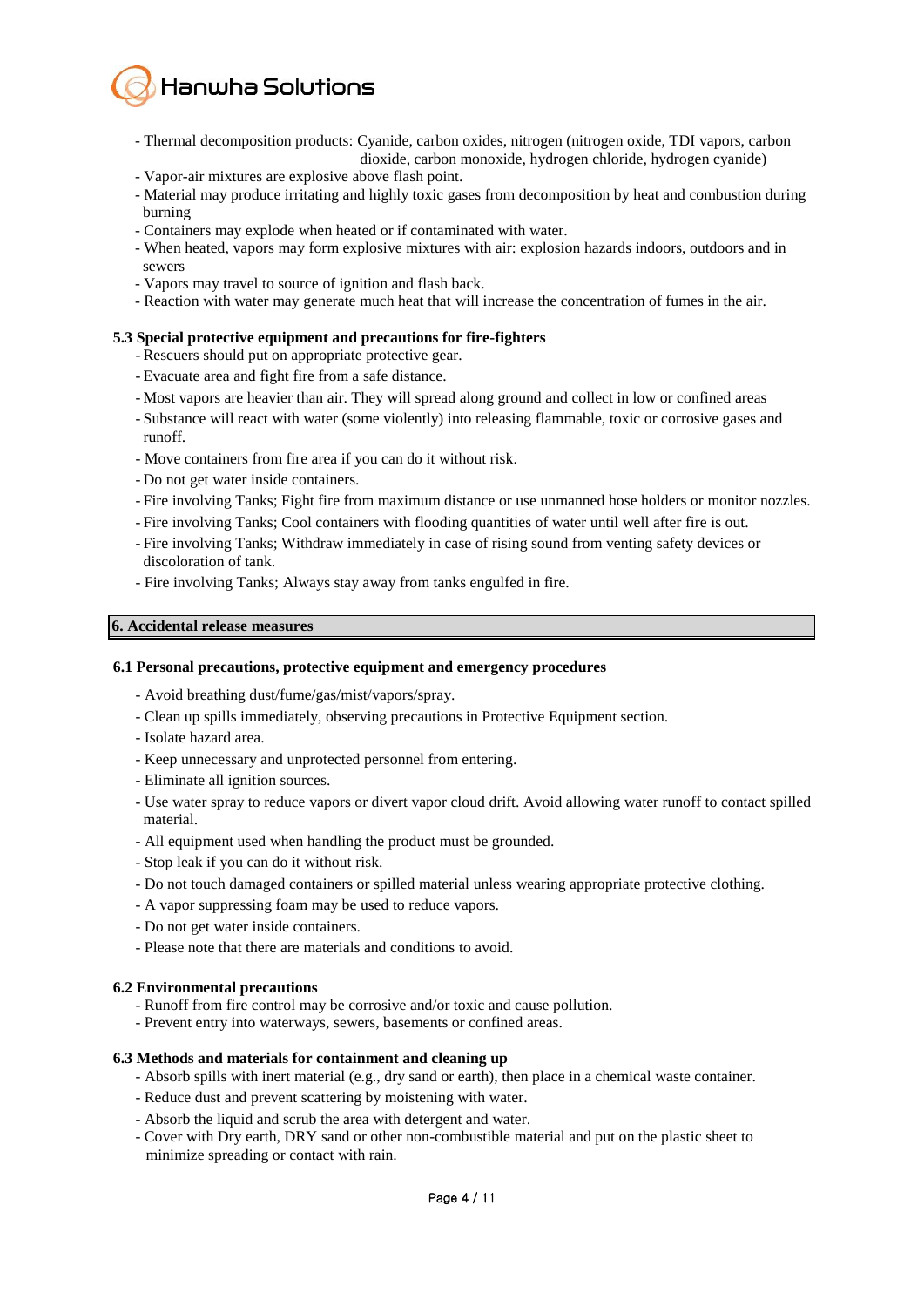- Thermal decomposition products: Cyanide, carbon oxides, nitrogen (nitrogen oxide, TDI vapors, carbon dioxide, carbon monoxide, hydrogen chloride, hydrogen cyanide)
- Vapor-air mixtures are explosive above flash point.
- Material may produce irritating and highly toxic gases from decomposition by heat and combustion during burning
- Containers may explode when heated or if contaminated with water.
- When heated, vapors may form explosive mixtures with air: explosion hazards indoors, outdoors and in sewers
- Vapors may travel to source of ignition and flash back.
- Reaction with water may generate much heat that will increase the concentration of fumes in the air.

### 5.3 Special protective equipment and precautions for fire-fighters

- Rescuers should put on appropriate protective gear.
- Evacuate area and fight fire from a safe distance.
- Most vapors are heavier than air. They will spread along ground and collect in low or confined areas
- Substance will react with water (some violently) into releasing flammable, toxic or corrosive gases and runoff.
- Move containers from fire area if you can do it without risk.
- Do not get water inside containers.
- Fire involving Tanks; Fight fire from maximum distance or use unmanned hose holders or monitor nozzles.
- Fire involving Tanks; Cool containers with flooding quantities of water until well after fire is out.
- Fire involving Tanks; Withdraw immediately in case of rising sound from venting safety devices or discoloration of tank.
- Fire involving Tanks; Always stay away from tanks engulfed in fire.

## 6. Accidental release measures

### 6.1 Personal precautions, protective equipment and emergency procedures

- Avoid breathing dust/fume/gas/mist/vapors/spray.
- Clean up spills immediately, observing precautions in Protective Equipment section.
- Isolate hazard area.
- Keep unnecessary and unprotected personnel from entering.
- Eliminate all ignition sources.
- Use water spray to reduce vapors or divert vapor cloud drift. Avoid allowing water runoff to contact spilled material.
- All equipment used when handling the product must be grounded.
- Stop leak if you can do it without risk.
- Do not touch damaged containers or spilled material unless wearing appropriate protective clothing.
- A vapor suppressing foam may be used to reduce vapors.
- Do not get water inside containers.
- Please note that there are materials and conditions to avoid.

### 6.2 Environmental precautions

- Runoff from fire control may be corrosive and/or toxic and cause pollution.
- Prevent entry into waterways, sewers, basements or confined areas.

### 6.3 Methods and materials for containment and cleaning up

- Absorb spills with inert material (e.g., dry sand or earth), then place in a chemical waste container.
- Reduce dust and prevent scattering by moistening with water.
- Absorb the liquid and scrub the area with detergent and water.
- Cover with Dry earth, DRY sand or other non-combustible material and put on the plastic sheet to minimize spreading or contact with rain.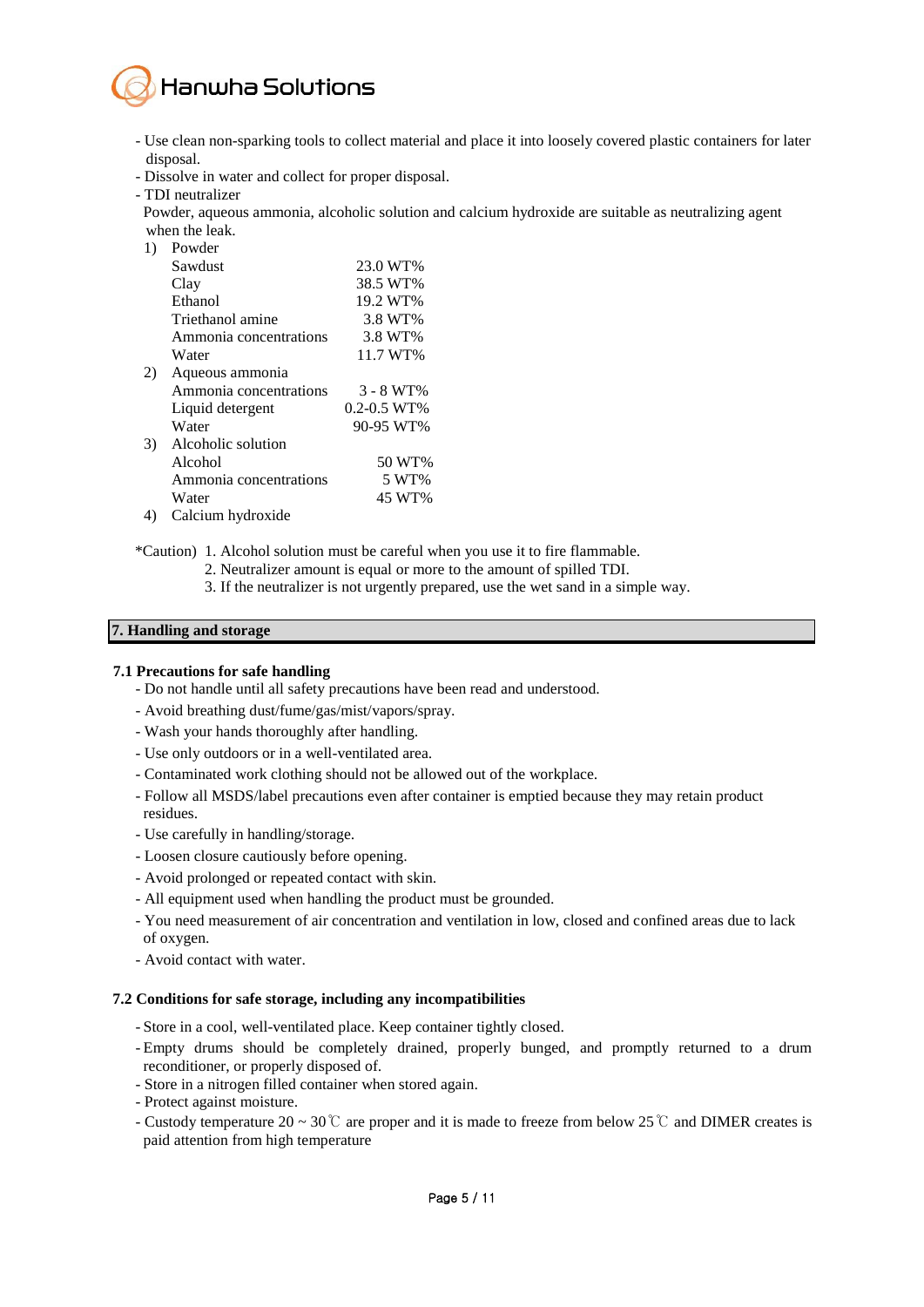- Use clean non-sparking tools to collect material and place it into loosely covered plastic containers for later disposal.
- Dissolve in water and collect for proper disposal.
- TDI neutralizer

  Powder, aqueous ammonia, alcoholic solution and calcium hydroxide are suitable as neutralizing agent when the leak.

1) Powder

| | |
|---|---|
| Sawdust | 23.0 WT% |
| Clay | 38.5 WT% |
| Ethanol | 19.2 WT% |
| Triethanol amine | 3.8 WT% |
| Ammonia concentrations | 3.8 WT% |
| Water | 11.7 WT% |

2) Aqueous ammonia

| | |
|---|---|
| Ammonia concentrations | 3 - 8 WT% |
| Liquid detergent | 0.2-0.5 WT% |
| Water | 90-95 WT% |

3) Alcoholic solution

| | |
|---|---|
| Alcohol | 50 WT% |
| Ammonia concentrations | 5 WT% |
| Water | 45 WT% |

4) Calcium hydroxide

*Caution) 1. Alcohol solution must be careful when you use it to fire flammable.
2. Neutralizer amount is equal or more to the amount of spilled TDI.
3. If the neutralizer is not urgently prepared, use the wet sand in a simple way.

## 7. Handling and storage

### 7.1 Precautions for safe handling

- Do not handle until all safety precautions have been read and understood.
- Avoid breathing dust/fume/gas/mist/vapors/spray.
- Wash your hands thoroughly after handling.
- Use only outdoors or in a well-ventilated area.
- Contaminated work clothing should not be allowed out of the workplace.
- Follow all MSDS/label precautions even after container is emptied because they may retain product residues.
- Use carefully in handling/storage.
- Loosen closure cautiously before opening.
- Avoid prolonged or repeated contact with skin.
- All equipment used when handling the product must be grounded.
- You need measurement of air concentration and ventilation in low, closed and confined areas due to lack of oxygen.
- Avoid contact with water.

### 7.2 Conditions for safe storage, including any incompatibilities

- Store in a cool, well-ventilated place. Keep container tightly closed.
- Empty drums should be completely drained, properly bunged, and promptly returned to a drum reconditioner, or properly disposed of.
- Store in a nitrogen filled container when stored again.
- Protect against moisture.
- Custody temperature 20 ~ 30℃ are proper and it is made to freeze from below 25℃ and DIMER creates is paid attention from high temperature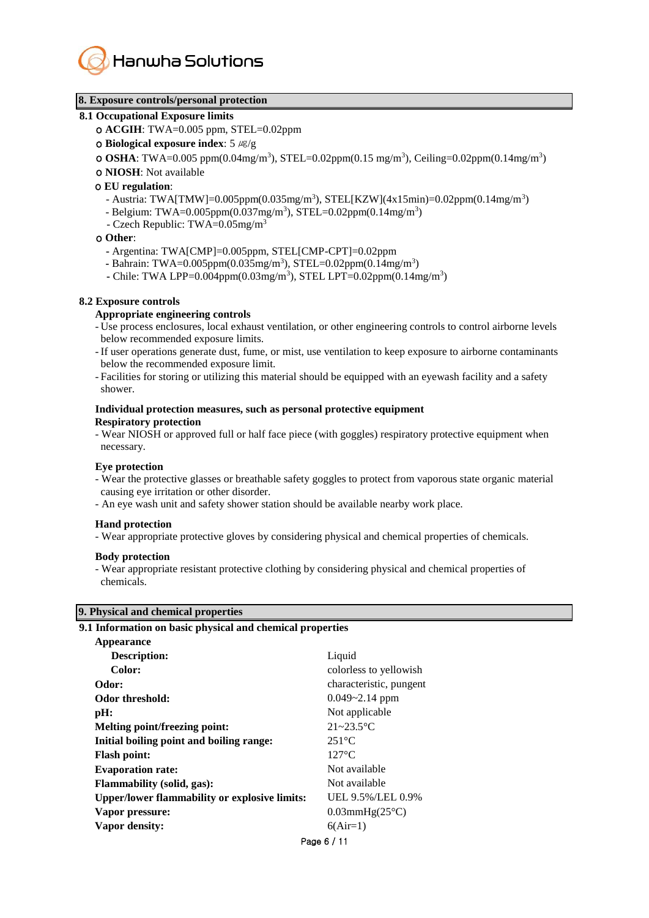## 8. Exposure controls/personal protection

### 8.1 Occupational Exposure limits

- **ACGIH**: TWA=0.005 ppm, STEL=0.02ppm
- **Biological exposure index**: 5 ㎍/g
- **OSHA**: TWA=0.005 ppm(0.04mg/m$^3$), STEL=0.02ppm(0.15 mg/m$^3$), Ceiling=0.02ppm(0.14mg/m$^3$)
- **NIOSH**: Not available
- **EU regulation**:
  - Austria: TWA[TMW]=0.005ppm(0.035mg/m$^3$), STEL[KZW](4x15min)=0.02ppm(0.14mg/m$^3$)
  - Belgium: TWA=0.005ppm(0.037mg/m$^3$), STEL=0.02ppm(0.14mg/m$^3$)
  - Czech Republic: TWA=0.05mg/m$^3$
- **Other**:
  - Argentina: TWA[CMP]=0.005ppm, STEL[CMP-CPT]=0.02ppm
  - Bahrain: TWA=0.005ppm(0.035mg/m$^3$), STEL=0.02ppm(0.14mg/m$^3$)
  - Chile: TWA LPP=0.004ppm(0.03mg/m$^3$), STEL LPT=0.02ppm(0.14mg/m$^3$)

### 8.2 Exposure controls

**Appropriate engineering controls**

- Use process enclosures, local exhaust ventilation, or other engineering controls to control airborne levels below recommended exposure limits.
- If user operations generate dust, fume, or mist, use ventilation to keep exposure to airborne contaminants below the recommended exposure limit.
- Facilities for storing or utilizing this material should be equipped with an eyewash facility and a safety shower.

**Individual protection measures, such as personal protective equipment**

**Respiratory protection**

- Wear NIOSH or approved full or half face piece (with goggles) respiratory protective equipment when necessary.

**Eye protection**

- Wear the protective glasses or breathable safety goggles to protect from vaporous state organic material causing eye irritation or other disorder.
- An eye wash unit and safety shower station should be available nearby work place.

**Hand protection**

- Wear appropriate protective gloves by considering physical and chemical properties of chemicals.

**Body protection**

- Wear appropriate resistant protective clothing by considering physical and chemical properties of chemicals.

## 9. Physical and chemical properties

### 9.1 Information on basic physical and chemical properties

| Property | Value |
|---|---|
| **Appearance** | |
| **Description:** | Liquid |
| **Color:** | colorless to yellowish |
| **Odor:** | characteristic, pungent |
| **Odor threshold:** | 0.049~2.14 ppm |
| **pH:** | Not applicable |
| **Melting point/freezing point:** | 21~23.5°C |
| **Initial boiling point and boiling range:** | 251°C |
| **Flash point:** | 127°C |
| **Evaporation rate:** | Not available |
| **Flammability (solid, gas):** | Not available |
| **Upper/lower flammability or explosive limits:** | UEL 9.5%/LEL 0.9% |
| **Vapor pressure:** | 0.03mmHg(25°C) |
| **Vapor density:** | 6(Air=1) |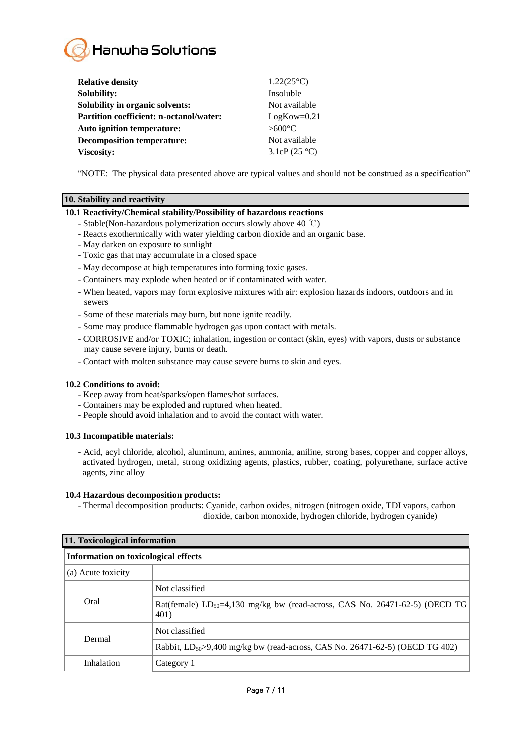| | |
|---|---|
| **Relative density** | 1.22(25°C) |
| **Solubility:** | Insoluble |
| **Solubility in organic solvents:** | Not available |
| **Partition coefficient: n-octanol/water:** | LogKow=0.21 |
| **Auto ignition temperature:** | >600°C |
| **Decomposition temperature:** | Not available |
| **Viscosity:** | 3.1cP (25 °C) |

"NOTE: The physical data presented above are typical values and should not be construed as a specification"

## 10. Stability and reactivity

### 10.1 Reactivity/Chemical stability/Possibility of hazardous reactions

- Stable(Non-hazardous polymerization occurs slowly above 40 ℃)
- Reacts exothermically with water yielding carbon dioxide and an organic base.
- May darken on exposure to sunlight
- Toxic gas that may accumulate in a closed space
- May decompose at high temperatures into forming toxic gases.
- Containers may explode when heated or if contaminated with water.
- When heated, vapors may form explosive mixtures with air: explosion hazards indoors, outdoors and in sewers
- Some of these materials may burn, but none ignite readily.
- Some may produce flammable hydrogen gas upon contact with metals.
- CORROSIVE and/or TOXIC; inhalation, ingestion or contact (skin, eyes) with vapors, dusts or substance may cause severe injury, burns or death.
- Contact with molten substance may cause severe burns to skin and eyes.

### 10.2 Conditions to avoid:

- Keep away from heat/sparks/open flames/hot surfaces.
- Containers may be exploded and ruptured when heated.
- People should avoid inhalation and to avoid the contact with water.

### 10.3 Incompatible materials:

- Acid, acyl chloride, alcohol, aluminum, amines, ammonia, aniline, strong bases, copper and copper alloys, activated hydrogen, metal, strong oxidizing agents, plastics, rubber, coating, polyurethane, surface active agents, zinc alloy

### 10.4 Hazardous decomposition products:

- Thermal decomposition products: Cyanide, carbon oxides, nitrogen (nitrogen oxide, TDI vapors, carbon dioxide, carbon monoxide, hydrogen chloride, hydrogen cyanide)

## 11. Toxicological information

| **Information on toxicological effects** | |
|---|---|
| (a) Acute toxicity | |
| Oral | Not classified |
| | Rat(female) $LD_{50}$=4,130 mg/kg bw (read-across, CAS No. 26471-62-5) (OECD TG 401) |
| Dermal | Not classified |
| | Rabbit, $LD_{50}$>9,400 mg/kg bw (read-across, CAS No. 26471-62-5) (OECD TG 402) |
| Inhalation | Category 1 |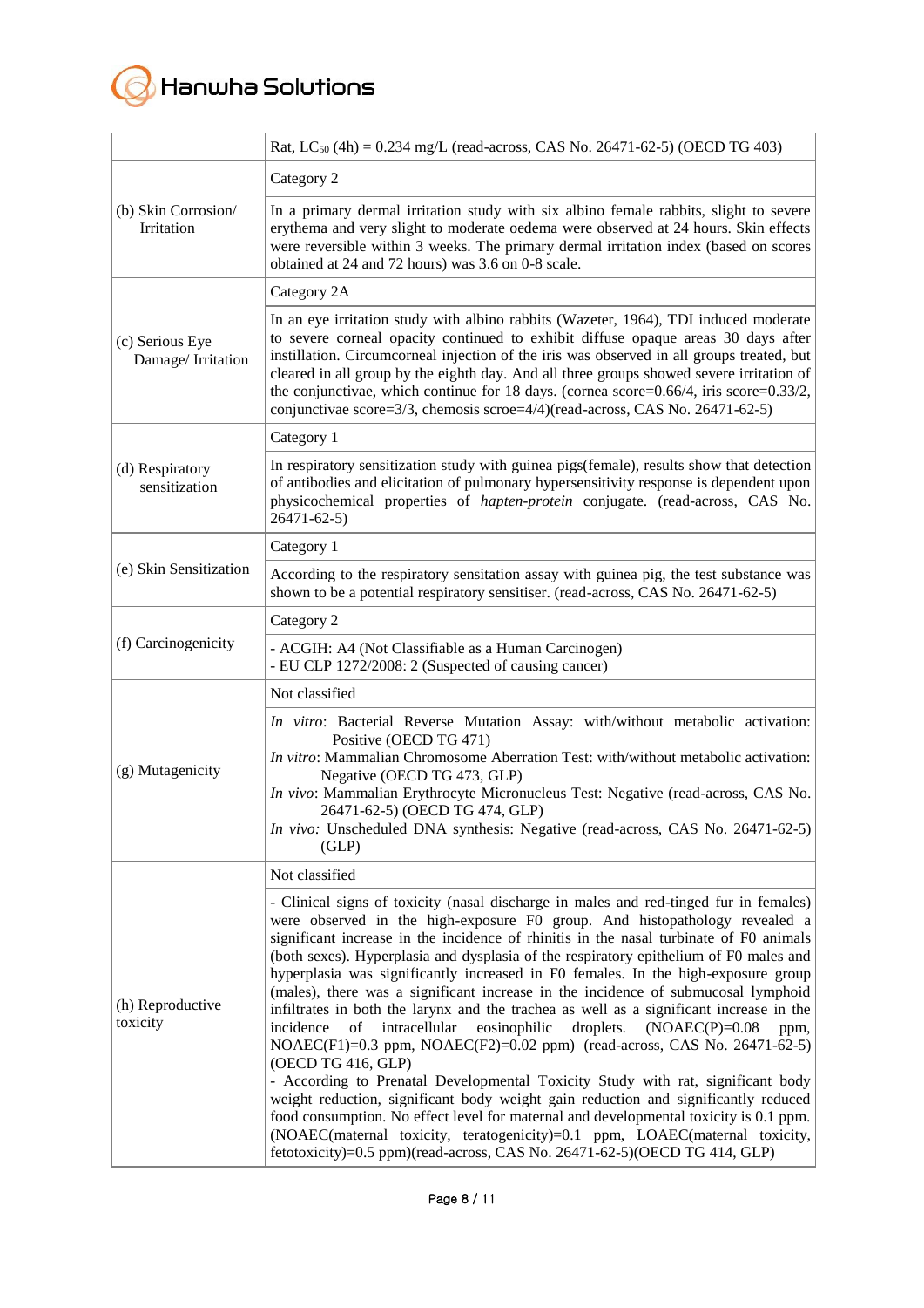| | |
|---|---|
| | Rat, $LC_{50}$ (4h) = 0.234 mg/L (read-across, CAS No. 26471-62-5) (OECD TG 403) |
| (b) Skin Corrosion/ Irritation | Category 2 |
| | In a primary dermal irritation study with six albino female rabbits, slight to severe erythema and very slight to moderate oedema were observed at 24 hours. Skin effects were reversible within 3 weeks. The primary dermal irritation index (based on scores obtained at 24 and 72 hours) was 3.6 on 0-8 scale. |
| (c) Serious Eye Damage/ Irritation | Category 2A |
| | In an eye irritation study with albino rabbits (Wazeter, 1964), TDI induced moderate to severe corneal opacity continued to exhibit diffuse opaque areas 30 days after instillation. Circumcorneal injection of the iris was observed in all groups treated, but cleared in all group by the eighth day. And all three groups showed severe irritation of the conjunctivae, which continue for 18 days. (cornea score=0.66/4, iris score=0.33/2, conjunctivae score=3/3, chemosis scroe=4/4)(read-across, CAS No. 26471-62-5) |
| (d) Respiratory sensitization | Category 1 |
| | In respiratory sensitization study with guinea pigs(female), results show that detection of antibodies and elicitation of pulmonary hypersensitivity response is dependent upon physicochemical properties of *hapten-protein* conjugate. (read-across, CAS No. 26471-62-5) |
| (e) Skin Sensitization | Category 1 |
| | According to the respiratory sensation assay with guinea pig, the test substance was shown to be a potential respiratory sensitiser. (read-across, CAS No. 26471-62-5) |
| (f) Carcinogenicity | Category 2 |
| | - ACGIH: A4 (Not Classifiable as a Human Carcinogen)<br>- EU CLP 1272/2008: 2 (Suspected of causing cancer) |
| (g) Mutagenicity | Not classified |
| | *In vitro*: Bacterial Reverse Mutation Assay: with/without metabolic activation: Positive (OECD TG 471)<br>*In vitro*: Mammalian Chromosome Aberration Test: with/without metabolic activation: Negative (OECD TG 473, GLP)<br>*In vivo*: Mammalian Erythrocyte Micronucleus Test: Negative (read-across, CAS No. 26471-62-5) (OECD TG 474, GLP)<br>*In vivo:* Unscheduled DNA synthesis: Negative (read-across, CAS No. 26471-62-5) (GLP) |
| (h) Reproductive toxicity | Not classified |
| | - Clinical signs of toxicity (nasal discharge in males and red-tinged fur in females) were observed in the high-exposure F0 group. And histopathology revealed a significant increase in the incidence of rhinitis in the nasal turbinate of F0 animals (both sexes). Hyperplasia and dysplasia of the respiratory epithelium of F0 males and hyperplasia was significantly increased in F0 females. In the high-exposure group (males), there was a significant increase in the incidence of submucosal lymphoid infiltrates in both the larynx and the trachea as well as a significant increase in the incidence of intracellular eosinophilic droplets. (NOAEC(P)=0.08 ppm, NOAEC(F1)=0.3 ppm, NOAEC(F2)=0.02 ppm) (read-across, CAS No. 26471-62-5) (OECD TG 416, GLP)<br>- According to Prenatal Developmental Toxicity Study with rat, significant body weight reduction, significant body weight gain reduction and significantly reduced food consumption. No effect level for maternal and developmental toxicity is 0.1 ppm. (NOAEC(maternal toxicity, teratogenicity)=0.1 ppm, LOAEC(maternal toxicity, fetotoxicity)=0.5 ppm)(read-across, CAS No. 26471-62-5)(OECD TG 414, GLP) |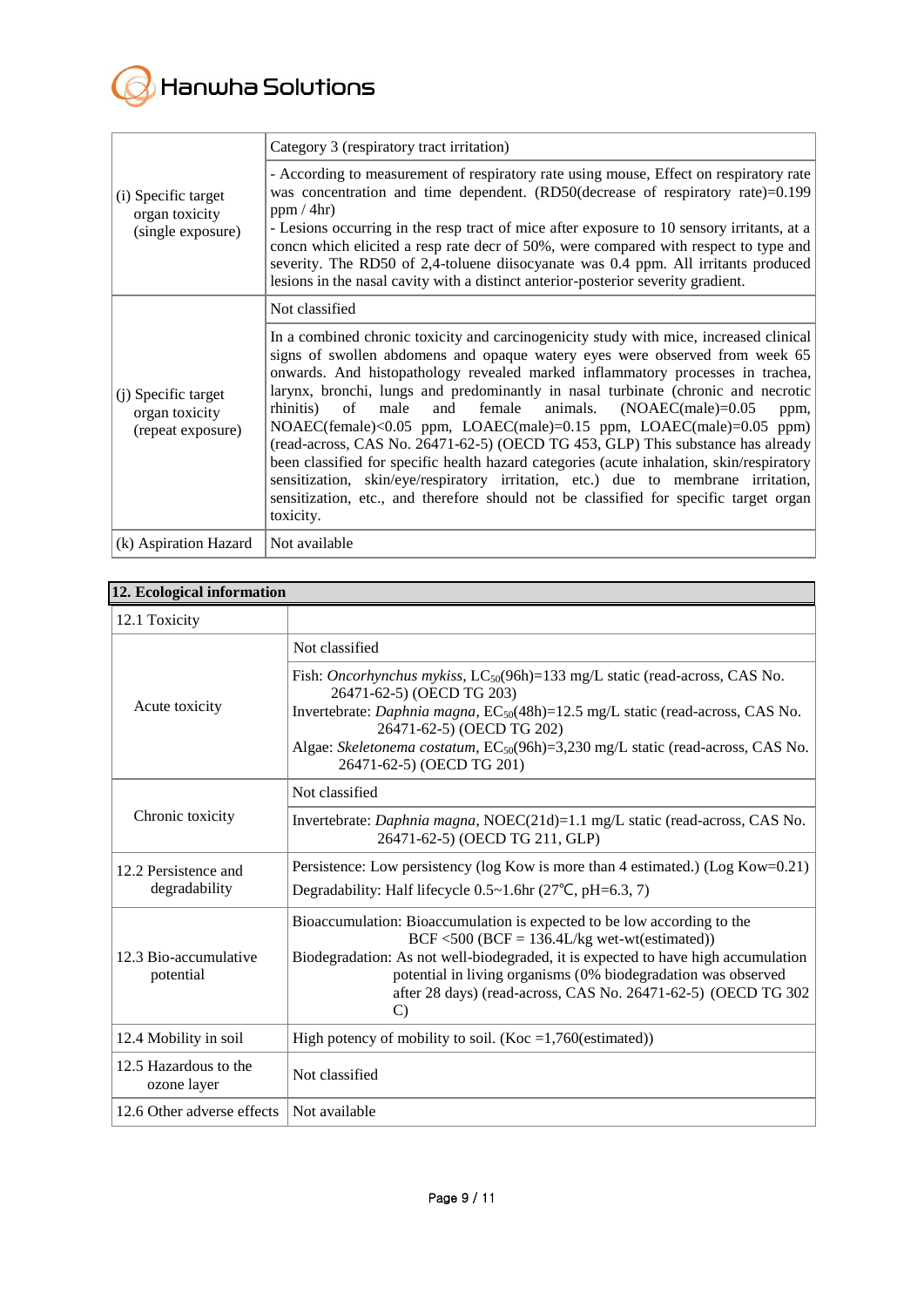| | |
|---|---|
| (i) Specific target organ toxicity (single exposure) | Category 3 (respiratory tract irritation) |
| | - According to measurement of respiratory rate using mouse, Effect on respiratory rate was concentration and time dependent. (RD50(decrease of respiratory rate)=0.199 ppm / 4hr)<br>- Lesions occurring in the resp tract of mice after exposure to 10 sensory irritants, at a concn which elicited a resp rate decr of 50%, were compared with respect to type and severity. The RD50 of 2,4-toluene diisocyanate was 0.4 ppm. All irritants produced lesions in the nasal cavity with a distinct anterior-posterior severity gradient. |
| (j) Specific target organ toxicity (repeat exposure) | Not classified |
| | In a combined chronic toxicity and carcinogenicity study with mice, increased clinical signs of swollen abdomens and opaque watery eyes were observed from week 65 onwards. And histopathology revealed marked inflammatory processes in trachea, larynx, bronchi, lungs and predominantly in nasal turbinate (chronic and necrotic rhinitis) of male and female animals. (NOAEC(male)=0.05 ppm, NOAEC(female)<0.05 ppm, LOAEC(male)=0.15 ppm, LOAEC(male)=0.05 ppm) (read-across, CAS No. 26471-62-5) (OECD TG 453, GLP) This substance has already been classified for specific health hazard categories (acute inhalation, skin/respiratory sensitization, skin/eye/respiratory irritation, etc.) due to membrane irritation, sensitization, etc., and therefore should not be classified for specific target organ toxicity. |
| (k) Aspiration Hazard | Not available |

## 12. Ecological information

| | |
|---|---|
| 12.1 Toxicity | |
| Acute toxicity | Not classified |
| | Fish: *Oncorhynchus mykiss*, $LC_{50}$(96h)=133 mg/L static (read-across, CAS No. 26471-62-5) (OECD TG 203)<br>Invertebrate: *Daphnia magna*, $EC_{50}$(48h)=12.5 mg/L static (read-across, CAS No. 26471-62-5) (OECD TG 202)<br>Algae: *Skeletonema costatum*, $EC_{50}$(96h)=3,230 mg/L static (read-across, CAS No. 26471-62-5) (OECD TG 201) |
| Chronic toxicity | Not classified |
| | Invertebrate: *Daphnia magna*, NOEC(21d)=1.1 mg/L static (read-across, CAS No. 26471-62-5) (OECD TG 211, GLP) |
| 12.2 Persistence and degradability | Persistence: Low persistency (log Kow is more than 4 estimated.) (Log Kow=0.21)<br>Degradability: Half lifecycle 0.5~1.6hr (27℃, pH=6.3, 7) |
| 12.3 Bio-accumulative potential | Bioaccumulation: Bioaccumulation is expected to be low according to the BCF <500 (BCF = 136.4L/kg wet-wt(estimated))<br>Biodegradation: As not well-biodegraded, it is expected to have high accumulation potential in living organisms (0% biodegradation was observed after 28 days) (read-across, CAS No. 26471-62-5) (OECD TG 302 C) |
| 12.4 Mobility in soil | High potency of mobility to soil. (Koc =1,760(estimated)) |
| 12.5 Hazardous to the ozone layer | Not classified |
| 12.6 Other adverse effects | Not available |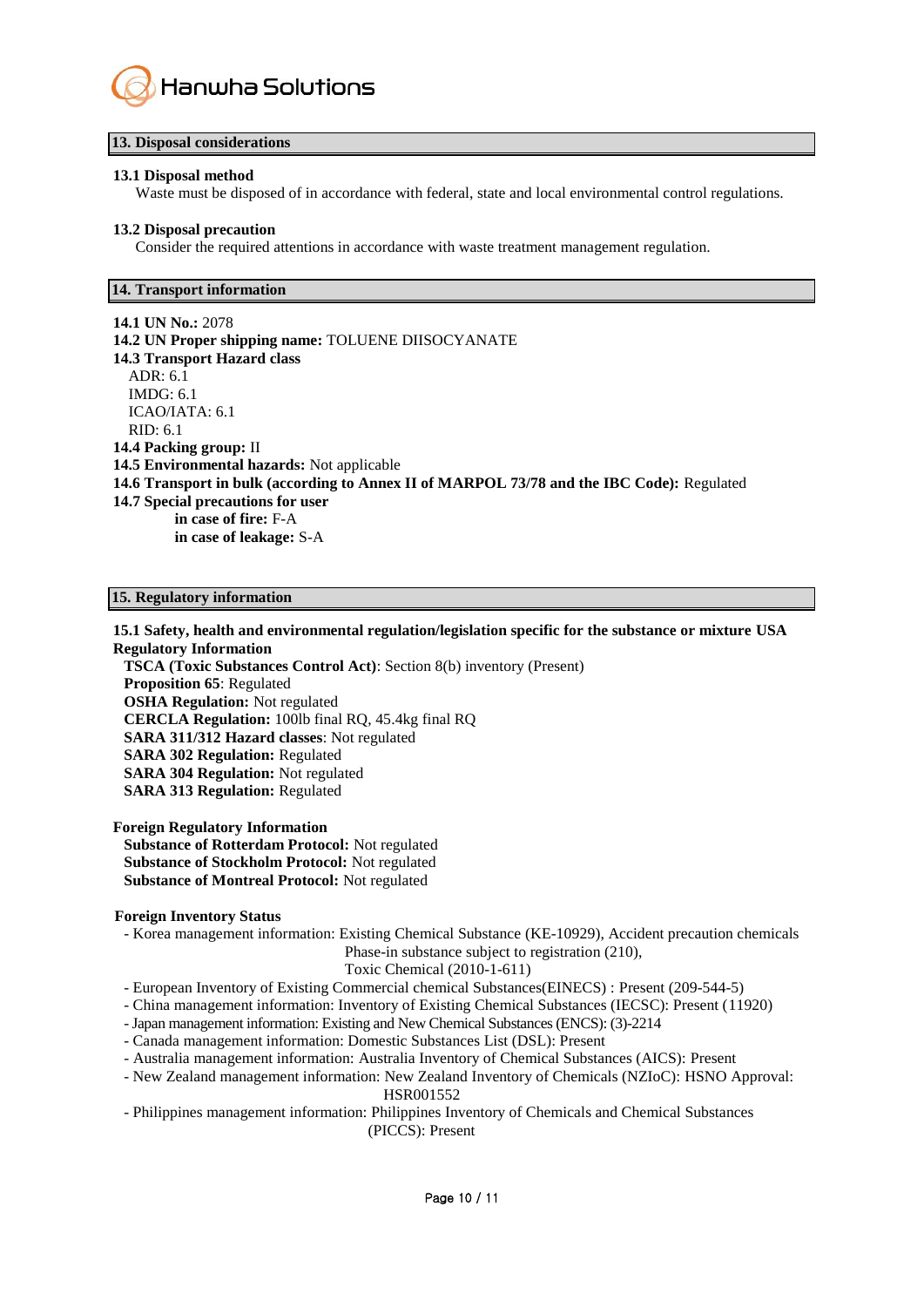## 13. Disposal considerations

**13.1 Disposal method**

Waste must be disposed of in accordance with federal, state and local environmental control regulations.

**13.2 Disposal precaution**

Consider the required attentions in accordance with waste treatment management regulation.

## 14. Transport information

**14.1 UN No.:** 2078

**14.2 UN Proper shipping name:** TOLUENE DIISOCYANATE

**14.3 Transport Hazard class**

ADR: 6.1
IMDG: 6.1
ICAO/IATA: 6.1
RID: 6.1

**14.4 Packing group:** II

**14.5 Environmental hazards:** Not applicable

**14.6 Transport in bulk (according to Annex II of MARPOL 73/78 and the IBC Code):** Regulated

**14.7 Special precautions for user**

**in case of fire:** F-A
**in case of leakage:** S-A

## 15. Regulatory information

**15.1 Safety, health and environmental regulation/legislation specific for the substance or mixture USA Regulatory Information**

**TSCA (Toxic Substances Control Act)**: Section 8(b) inventory (Present)
**Proposition 65**: Regulated
**OSHA Regulation:** Not regulated
**CERCLA Regulation:** 100lb final RQ, 45.4kg final RQ
**SARA 311/312 Hazard classes**: Not regulated
**SARA 302 Regulation:** Regulated
**SARA 304 Regulation:** Not regulated
**SARA 313 Regulation:** Regulated

**Foreign Regulatory Information**

**Substance of Rotterdam Protocol:** Not regulated
**Substance of Stockholm Protocol:** Not regulated
**Substance of Montreal Protocol:** Not regulated

**Foreign Inventory Status**

- Korea management information: Existing Chemical Substance (KE-10929), Accident precaution chemicals
  Phase-in substance subject to registration (210),
  Toxic Chemical (2010-1-611)
- European Inventory of Existing Commercial chemical Substances(EINECS) : Present (209-544-5)
- China management information: Inventory of Existing Chemical Substances (IECSC): Present (11920)
- Japan management information: Existing and New Chemical Substances (ENCS): (3)-2214
- Canada management information: Domestic Substances List (DSL): Present
- Australia management information: Australia Inventory of Chemical Substances (AICS): Present
- New Zealand management information: New Zealand Inventory of Chemicals (NZIoC): HSNO Approval: HSR001552
- Philippines management information: Philippines Inventory of Chemicals and Chemical Substances (PICCS): Present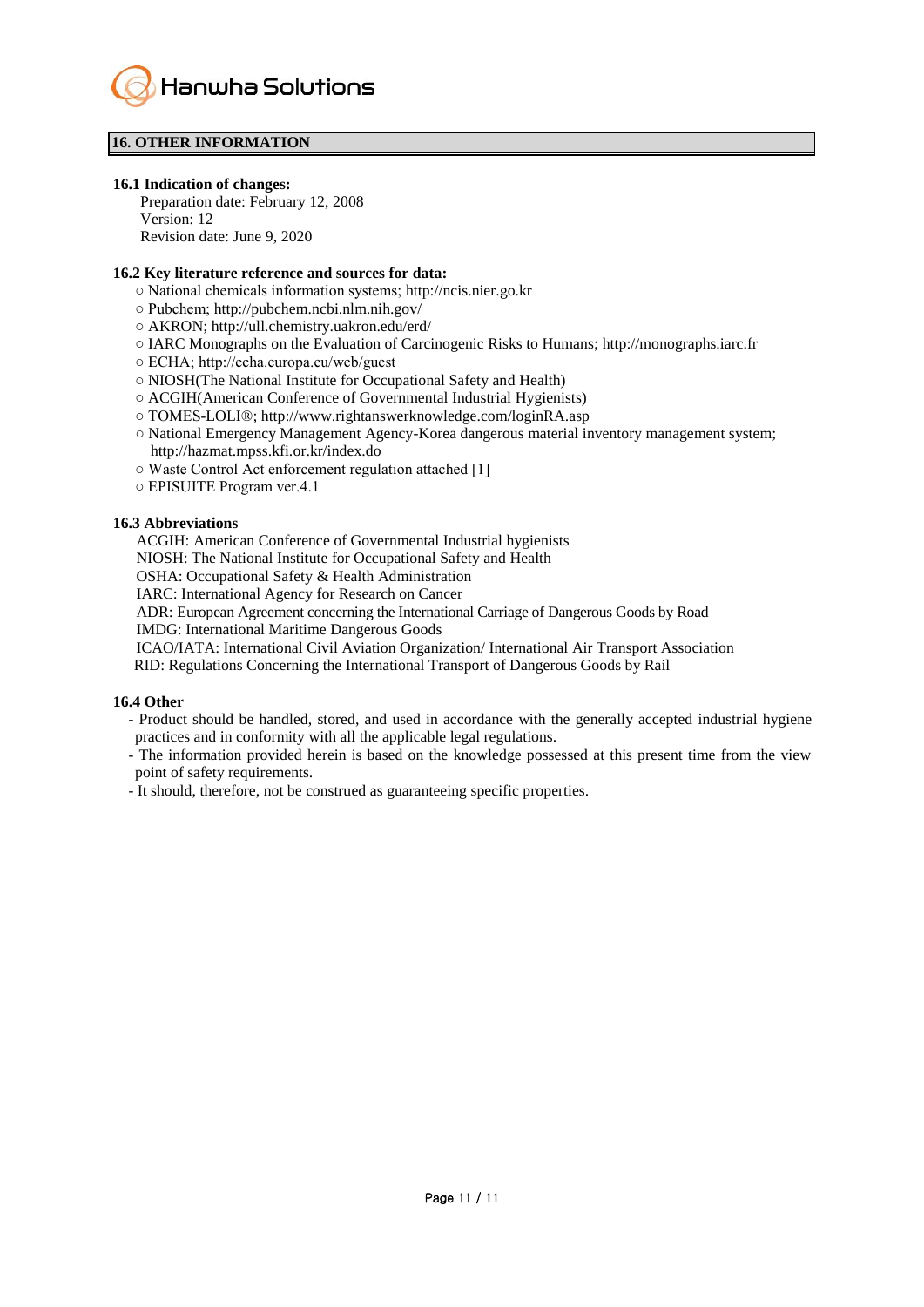## 16. OTHER INFORMATION

### 16.1 Indication of changes:

Preparation date: February 12, 2008
Version: 12
Revision date: June 9, 2020

### 16.2 Key literature reference and sources for data:

- ○ National chemicals information systems; http://ncis.nier.go.kr
- ○ Pubchem; http://pubchem.ncbi.nlm.nih.gov/
- ○ AKRON; http://ull.chemistry.uakron.edu/erd/
- ○ IARC Monographs on the Evaluation of Carcinogenic Risks to Humans; http://monographs.iarc.fr
- ○ ECHA; http://echa.europa.eu/web/guest
- ○ NIOSH(The National Institute for Occupational Safety and Health)
- ○ ACGIH(American Conference of Governmental Industrial Hygienists)
- ○ TOMES-LOLI®; http://www.rightanswerknowledge.com/loginRA.asp
- ○ National Emergency Management Agency-Korea dangerous material inventory management system; http://hazmat.mpss.kfi.or.kr/index.do
- ○ Waste Control Act enforcement regulation attached [1]
- ○ EPISUITE Program ver.4.1

### 16.3 Abbreviations

ACGIH: American Conference of Governmental Industrial hygienists
NIOSH: The National Institute for Occupational Safety and Health
OSHA: Occupational Safety & Health Administration
IARC: International Agency for Research on Cancer
ADR: European Agreement concerning the International Carriage of Dangerous Goods by Road
IMDG: International Maritime Dangerous Goods
ICAO/IATA: International Civil Aviation Organization/ International Air Transport Association
RID: Regulations Concerning the International Transport of Dangerous Goods by Rail

### 16.4 Other

- Product should be handled, stored, and used in accordance with the generally accepted industrial hygiene practices and in conformity with all the applicable legal regulations.
- The information provided herein is based on the knowledge possessed at this present time from the view point of safety requirements.
- It should, therefore, not be construed as guaranteeing specific properties.